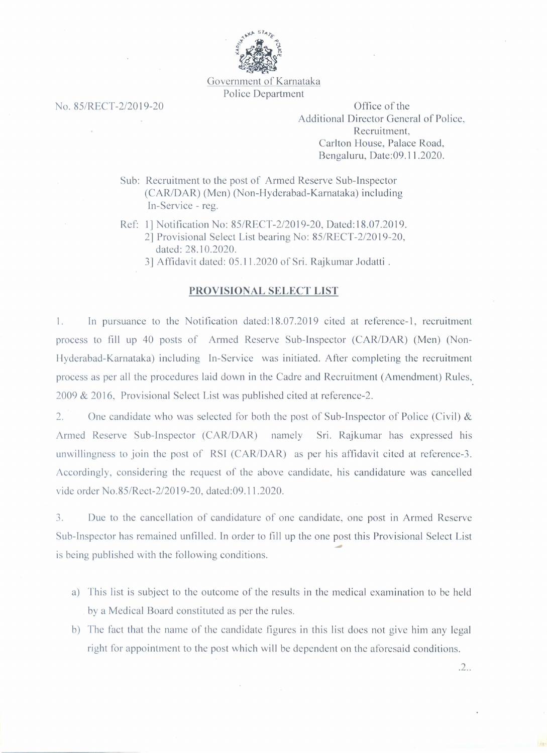Government of Karnataka
Police Department

No. 85/RECT-2/2019-20

Office of the
Additional Director General of Police,
Recruitment,
Carlton House, Palace Road,
Bengaluru, Date:09.11.2020.

Sub: Recruitment to the post of Armed Reserve Sub-Inspector (CAR/DAR) (Men) (Non-Hyderabad-Karnataka) including In-Service - reg.

Ref: 1] Notification No: 85/RECT-2/2019-20, Dated:18.07.2019.
2] Provisional Select List bearing No: 85/RECT-2/2019-20, dated: 28.10.2020.
3] Affidavit dated: 05.11.2020 of Sri. Rajkumar Jodatti .

## PROVISIONAL SELECT LIST

1. In pursuance to the Notification dated:18.07.2019 cited at reference-1, recruitment process to fill up 40 posts of Armed Reserve Sub-Inspector (CAR/DAR) (Men) (Non-Hyderabad-Karnataka) including In-Service was initiated. After completing the recruitment process as per all the procedures laid down in the Cadre and Recruitment (Amendment) Rules, 2009 & 2016, Provisional Select List was published cited at reference-2.

2. One candidate who was selected for both the post of Sub-Inspector of Police (Civil) & Armed Reserve Sub-Inspector (CAR/DAR) namely Sri. Rajkumar has expressed his unwillingness to join the post of RSI (CAR/DAR) as per his affidavit cited at reference-3. Accordingly, considering the request of the above candidate, his candidature was cancelled vide order No.85/Rect-2/2019-20, dated:09.11.2020.

3. Due to the cancellation of candidature of one candidate, one post in Armed Reserve Sub-Inspector has remained unfilled. In order to fill up the one post this Provisional Select List is being published with the following conditions.

a) This list is subject to the outcome of the results in the medical examination to be held by a Medical Board constituted as per the rules.

b) The fact that the name of the candidate figures in this list does not give him any legal right for appointment to the post which will be dependent on the aforesaid conditions.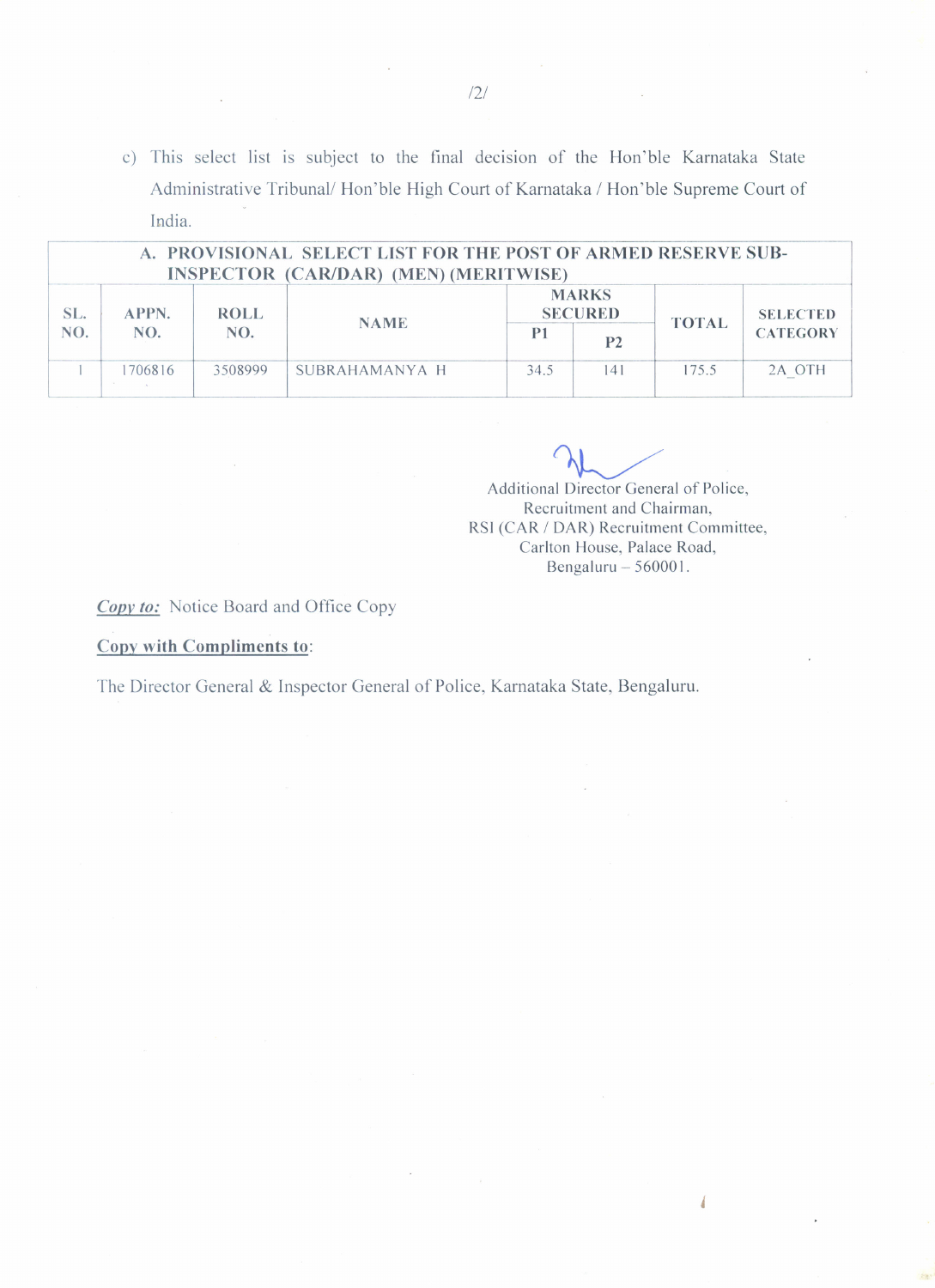c) This select list is subject to the final decision of the Hon'ble Karnataka State Administrative Tribunal/ Hon'ble High Court of Karnataka / Hon'ble Supreme Court of India.

| A. PROVISIONAL SELECT LIST FOR THE POST OF ARMED RESERVE SUB-INSPECTOR (CAR/DAR) (MEN) (MERITWISE) | | | | | | | |
|---|---|---|---|---|---|---|---|
| SL. NO. | APPN. NO. | ROLL NO. | NAME | MARKS SECURED | | TOTAL | SELECTED CATEGORY |
| | | | | P1 | P2 | | |
| 1 | 1706816 | 3508999 | SUBRAHAMANYA H | 34.5 | 141 | 175.5 | 2A_OTH |

Additional Director General of Police,
Recruitment and Chairman,
RSI (CAR / DAR) Recruitment Committee,
Carlton House, Palace Road,
Bengaluru – 560001.

***Copy to:*** Notice Board and Office Copy

**Copy with Compliments to**:

The Director General & Inspector General of Police, Karnataka State, Bengaluru.